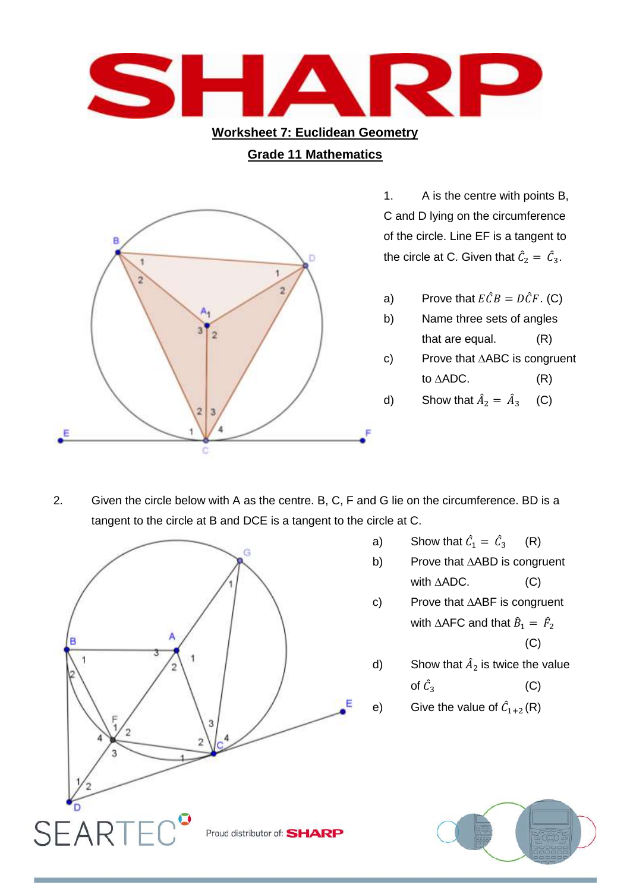**Worksheet 7: Euclidean Geometry**

**Grade 11 Mathematics**

1. A is the centre with points B, C and D lying on the circumference of the circle. Line EF is a tangent to the circle at C. Given that $\hat{C}_2 = \hat{C}_3$.

a) Prove that $E\hat{C}B = D\hat{C}F$. (C)

b) Name three sets of angles that are equal. (R)

c) Prove that ∆ABC is congruent to ∆ADC. (R)

d) Show that $\hat{A}_2 = \hat{A}_3$ (C)

2. Given the circle below with A as the centre. B, C, F and G lie on the circumference. BD is a tangent to the circle at B and DCE is a tangent to the circle at C.

a) Show that $\hat{C}_1 = \hat{C}_3$ (R)

b) Prove that ∆ABD is congruent with ∆ADC. (C)

c) Prove that ∆ABF is congruent with ∆AFC and that $\hat{B}_1 = \hat{F}_2$ (C)

d) Show that $\hat{A}_2$ is twice the value of $\hat{C}_3$ (C)

e) Give the value of $\hat{C}_{1+2}$ (R)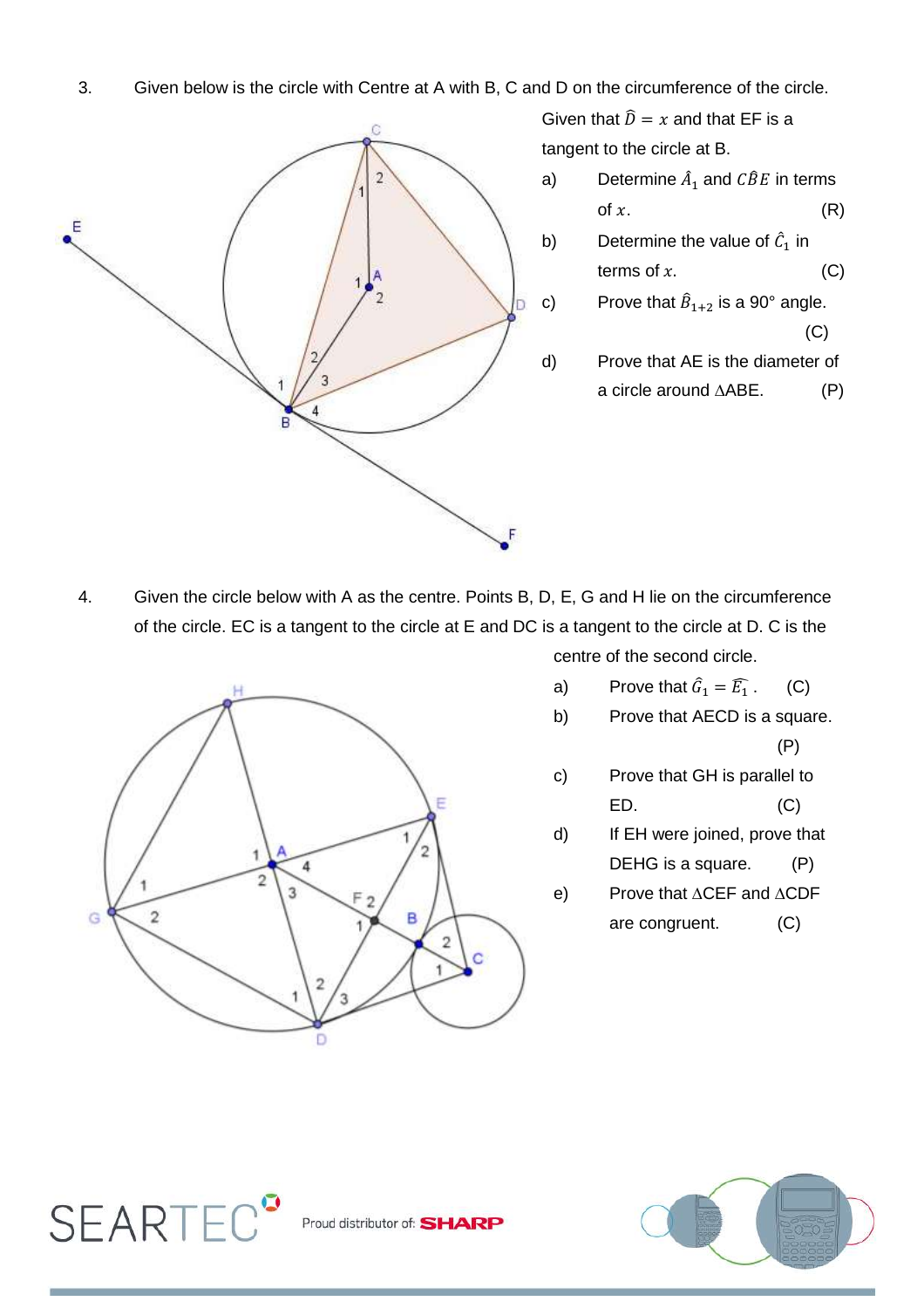3. Given below is the circle with Centre at A with B, C and D on the circumference of the circle.

   Given that $\hat{D} = x$ and that EF is a tangent to the circle at B.

   a) Determine $\hat{A}_1$ and $C\hat{B}E$ in terms of $x$. (R)

   b) Determine the value of $\hat{C}_1$ in terms of $x$. (C)

   c) Prove that $\hat{B}_{1+2}$ is a 90° angle. (C)

   d) Prove that AE is the diameter of a circle around $\triangle$ABE. (P)

4. Given the circle below with A as the centre. Points B, D, E, G and H lie on the circumference of the circle. EC is a tangent to the circle at E and DC is a tangent to the circle at D. C is the centre of the second circle.

   a) Prove that $\hat{G}_1 = \widehat{E_1}$. (C)

   b) Prove that AECD is a square. (P)

   c) Prove that GH is parallel to ED. (C)

   d) If EH were joined, prove that DEHG is a square. (P)

   e) Prove that $\triangle$CEF and $\triangle$CDF are congruent. (C)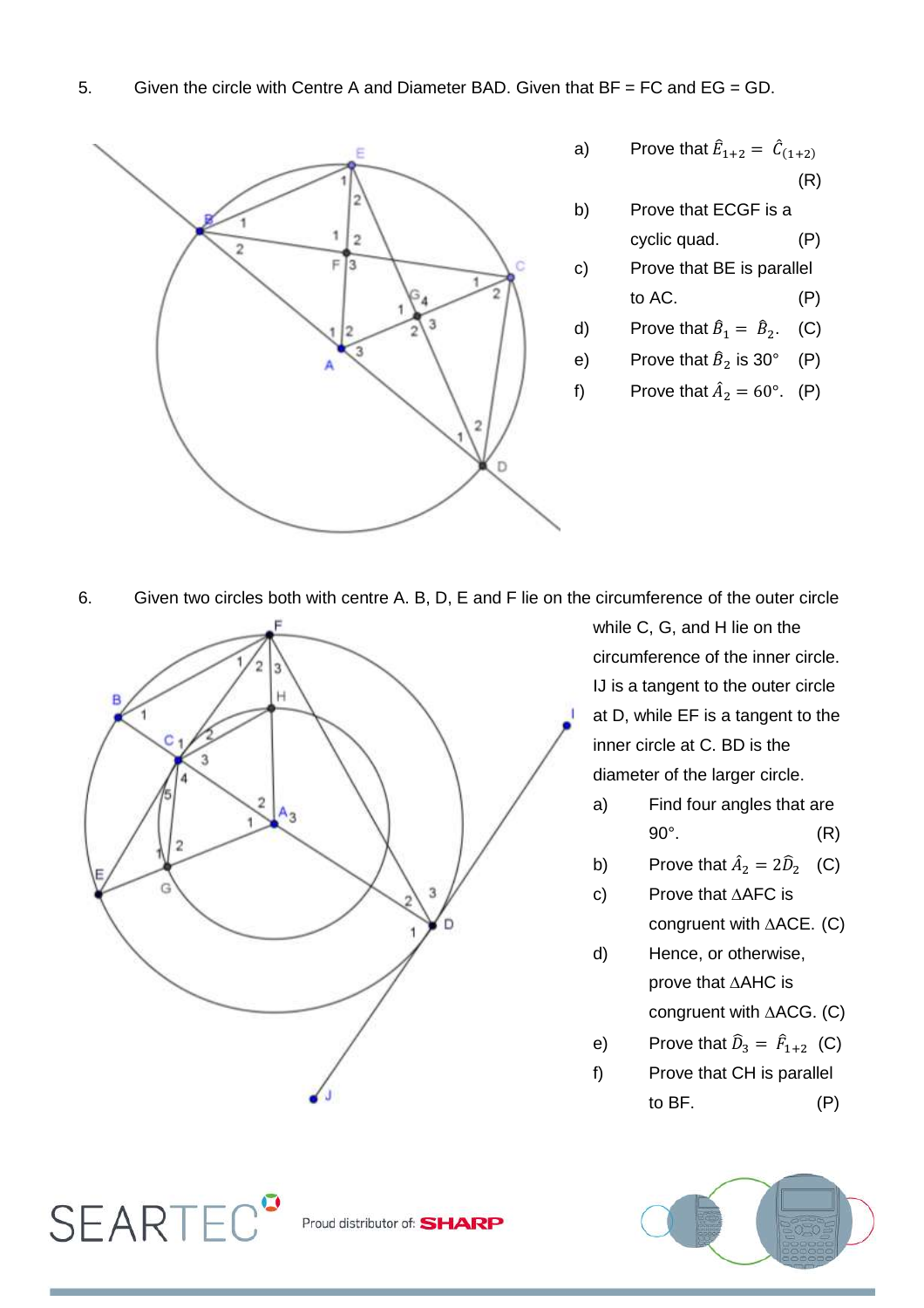5. Given the circle with Centre A and Diameter BAD. Given that BF = FC and EG = GD.

a) Prove that $\hat{E}_{1+2} = \hat{C}_{(1+2)}$ (R)

b) Prove that ECGF is a cyclic quad. (P)

c) Prove that BE is parallel to AC. (P)

d) Prove that $\hat{B}_1 = \hat{B}_2$. (C)

e) Prove that $\hat{B}_2$ is 30° (P)

f) Prove that $\hat{A}_2 = 60°$. (P)

6. Given two circles both with centre A. B, D, E and F lie on the circumference of the outer circle while C, G, and H lie on the circumference of the inner circle. IJ is a tangent to the outer circle at D, while EF is a tangent to the inner circle at C. BD is the diameter of the larger circle.

a) Find four angles that are 90°. (R)

b) Prove that $\hat{A}_2 = 2\hat{D}_2$ (C)

c) Prove that ∆AFC is congruent with ∆ACE. (C)

d) Hence, or otherwise, prove that ∆AHC is congruent with ∆ACG. (C)

e) Prove that $\hat{D}_3 = \hat{F}_{1+2}$ (C)

f) Prove that CH is parallel to BF. (P)